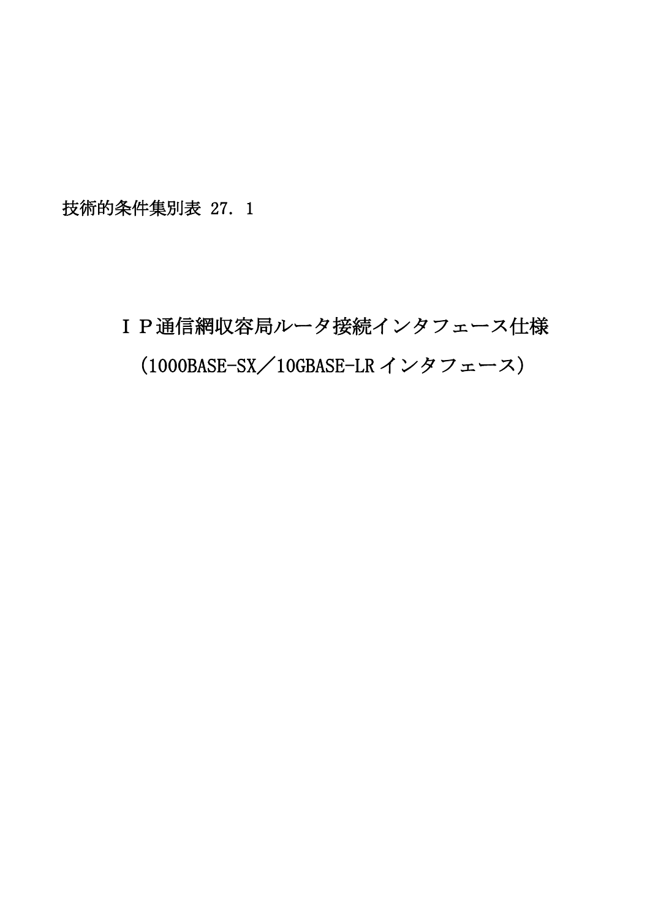技術的条件集別表 27．1

# ＩＰ通信網収容局ルータ接続インタフェース仕様
# （1000BASE-SX／10GBASE-LR インタフェース）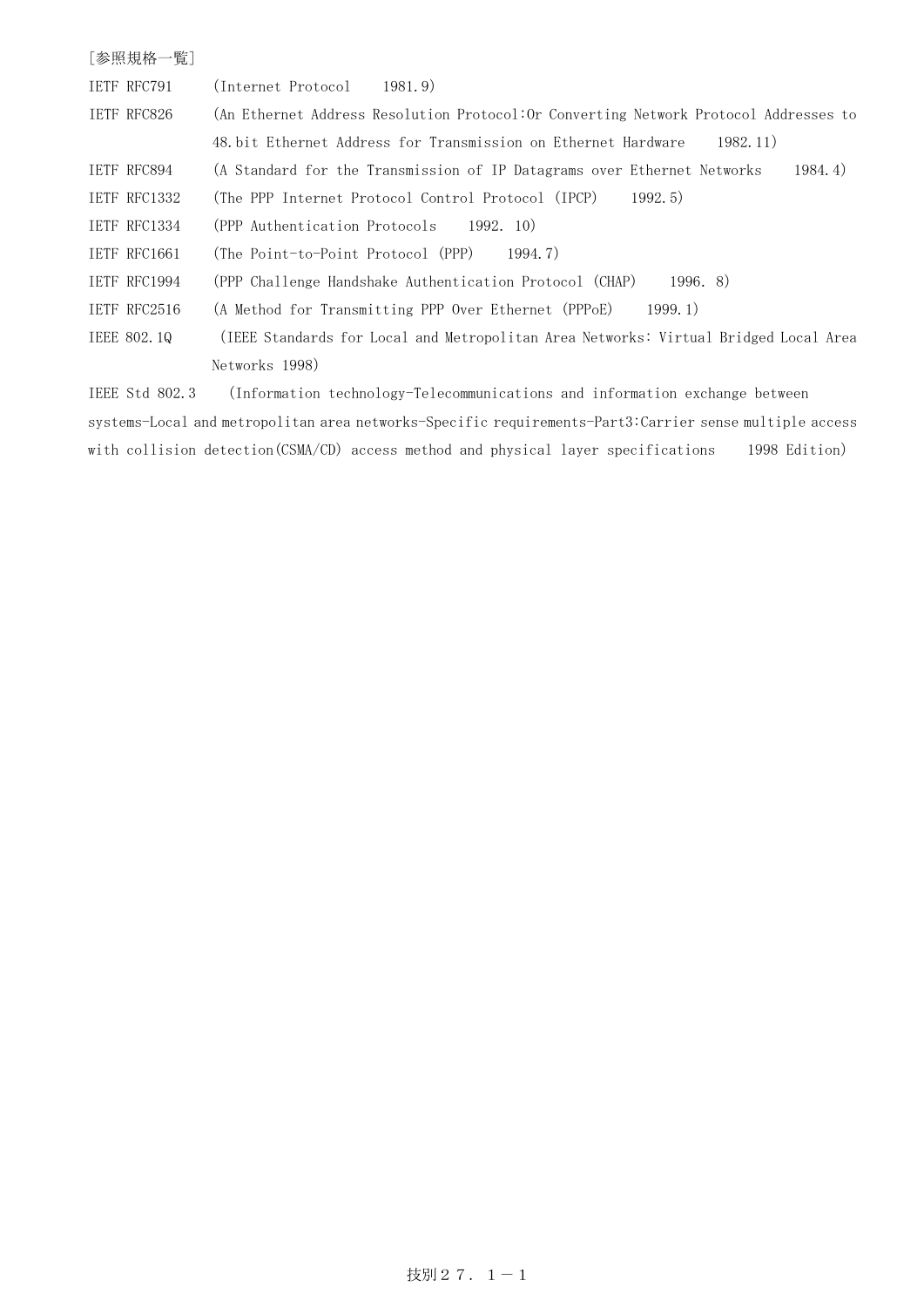[参照規格一覧]

IETF RFC791 (Internet Protocol 1981.9)

IETF RFC826 (An Ethernet Address Resolution Protocol:Or Converting Network Protocol Addresses to 48.bit Ethernet Address for Transmission on Ethernet Hardware 1982.11)

IETF RFC894 (A Standard for the Transmission of IP Datagrams over Ethernet Networks 1984.4)

IETF RFC1332 (The PPP Internet Protocol Control Protocol (IPCP) 1992.5)

IETF RFC1334 (PPP Authentication Protocols 1992. 10)

IETF RFC1661 (The Point-to-Point Protocol (PPP) 1994.7)

IETF RFC1994 (PPP Challenge Handshake Authentication Protocol (CHAP) 1996. 8)

IETF RFC2516 (A Method for Transmitting PPP Over Ethernet (PPPoE) 1999.1)

IEEE 802.1Q (IEEE Standards for Local and Metropolitan Area Networks: Virtual Bridged Local Area Networks 1998)

IEEE Std 802.3 (Information technology-Telecommunications and information exchange between systems-Local and metropolitan area networks-Specific requirements-Part3:Carrier sense multiple access with collision detection(CSMA/CD) access method and physical layer specifications 1998 Edition)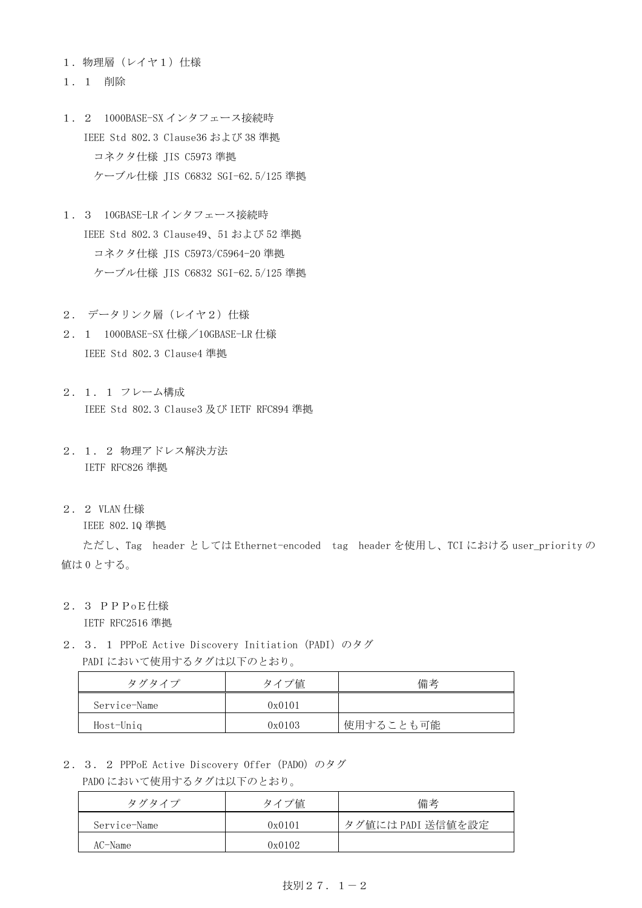# １．物理層（レイヤ１）仕様

## １．１　削除

## １．２　1000BASE-SX インタフェース接続時

IEEE Std 802.3 Clause36 および 38 準拠

　コネクタ仕様 JIS C5973 準拠

　ケーブル仕様 JIS C6832 SGI-62.5/125 準拠

## １．３　10GBASE-LR インタフェース接続時

IEEE Std 802.3 Clause49、51 および 52 準拠

　コネクタ仕様 JIS C5973/C5964-20 準拠

　ケーブル仕様 JIS C6832 SGI-62.5/125 準拠

# ２．データリンク層（レイヤ２）仕様

## ２．１　1000BASE-SX 仕様／10GBASE-LR 仕様

IEEE Std 802.3 Clause4 準拠

### ２．１．１ フレーム構成

IEEE Std 802.3 Clause3 及び IETF RFC894 準拠

### ２．１．２ 物理アドレス解決方法

IETF RFC826 準拠

## ２．２ VLAN 仕様

IEEE 802.1Q 準拠

ただし、Tag　header としては Ethernet-encoded　tag　header を使用し、TCI における user_priority の値は 0 とする。

## ２．３　ＰＰＰoＥ仕様

IETF RFC2516 準拠

### ２．３．１ PPPoE Active Discovery Initiation (PADI) のタグ

PADI において使用するタグは以下のとおり。

| タグタイプ | タイプ値 | 備考 |
|---|---|---|
| Service-Name | 0x0101 | |
| Host-Uniq | 0x0103 | 使用することも可能 |

### ２．３．２ PPPoE Active Discovery Offer (PADO) のタグ

PADO において使用するタグは以下のとおり。

| タグタイプ | タイプ値 | 備考 |
|---|---|---|
| Service-Name | 0x0101 | タグ値には PADI 送信値を設定 |
| AC-Name | 0x0102 | |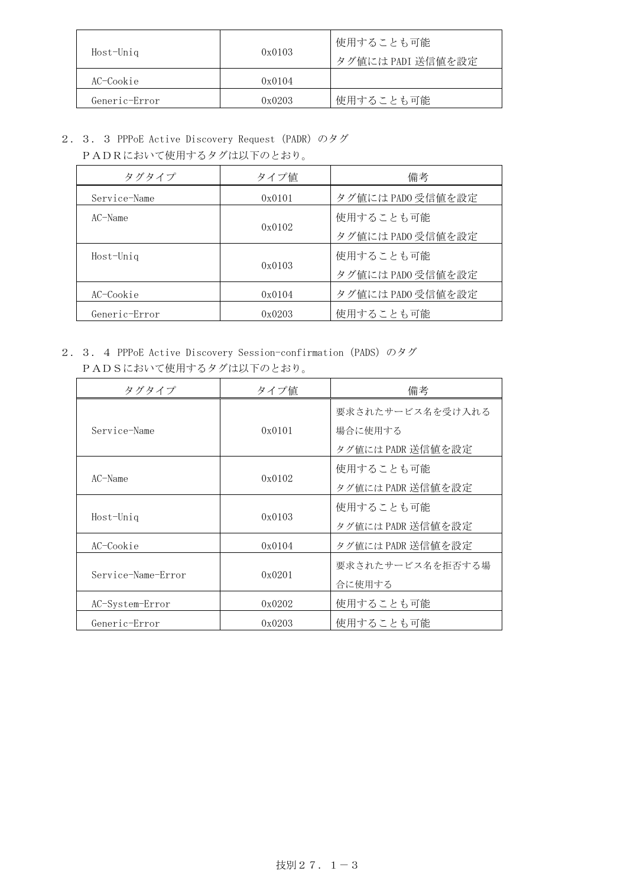| Host-Uniq | 0x0103 | 使用することも可能<br>タグ値にはPADI送信値を設定 |
|---|---|---|
| AC-Cookie | 0x0104 | |
| Generic-Error | 0x0203 | 使用することも可能 |

２．３．３ PPPoE Active Discovery Request (PADR) のタグ

ＰＡＤＲにおいて使用するタグは以下のとおり。

| タグタイプ | タイプ値 | 備考 |
|---|---|---|
| Service-Name | 0x0101 | タグ値にはPADO受信値を設定 |
| AC-Name | 0x0102 | 使用することも可能<br>タグ値にはPADO受信値を設定 |
| Host-Uniq | 0x0103 | 使用することも可能<br>タグ値にはPADO受信値を設定 |
| AC-Cookie | 0x0104 | タグ値にはPADO受信値を設定 |
| Generic-Error | 0x0203 | 使用することも可能 |

２．３．４ PPPoE Active Discovery Session-confirmation (PADS) のタグ

ＰＡＤＳにおいて使用するタグは以下のとおり。

| タグタイプ | タイプ値 | 備考 |
|---|---|---|
| Service-Name | 0x0101 | 要求されたサービス名を受け入れる場合に使用する<br>タグ値にはPADR送信値を設定 |
| AC-Name | 0x0102 | 使用することも可能<br>タグ値にはPADR送信値を設定 |
| Host-Uniq | 0x0103 | 使用することも可能<br>タグ値にはPADR送信値を設定 |
| AC-Cookie | 0x0104 | タグ値にはPADR送信値を設定 |
| Service-Name-Error | 0x0201 | 要求されたサービス名を拒否する場合に使用する |
| AC-System-Error | 0x0202 | 使用することも可能 |
| Generic-Error | 0x0203 | 使用することも可能 |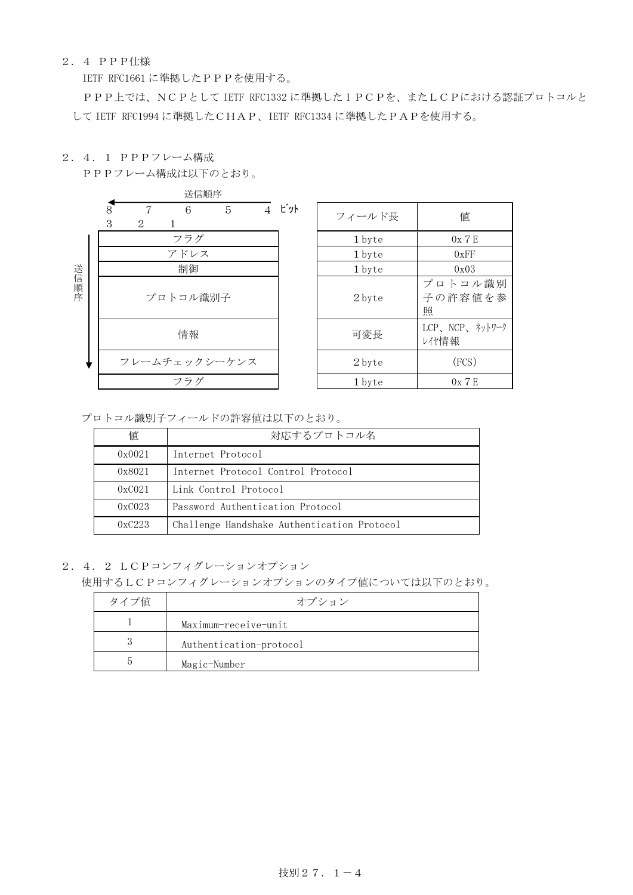## ２．４　ＰＰＰ仕様

IETF RFC1661 に準拠したＰＰＰを使用する。

ＰＰＰ上では、ＮＣＰとして IETF RFC1332 に準拠したＩＰＣＰを、またＬＣＰにおける認証プロトコルとして IETF RFC1994 に準拠したＣＨＡＰ、IETF RFC1334 に準拠したＰＡＰを使用する。

### ２．４．１　ＰＰＰフレーム構成

ＰＰＰフレーム構成は以下のとおり。

送信順序（ビット：8 7 6 5 4 3 2 1）

| フレーム構成（送信順序） | フィールド長 | 値 |
|---|---|---|
| フラグ | 1 byte | 0x７E |
| アドレス | 1 byte | 0xFF |
| 制御 | 1 byte | 0x03 |
| プロトコル識別子 | 2 byte | プロトコル識別子の許容値を参照 |
| 情報 | 可変長 | LCP、NCP、ﾈｯﾄﾜｰｸﾚｲﾔ情報 |
| フレームチェックシーケンス | 2 byte | (FCS) |
| フラグ | 1 byte | 0x７E |

プロトコル識別子フィールドの許容値は以下のとおり。

| 値 | 対応するプロトコル名 |
|---|---|
| 0x0021 | Internet Protocol |
| 0x8021 | Internet Protocol Control Protocol |
| 0xC021 | Link Control Protocol |
| 0xC023 | Password Authentication Protocol |
| 0xC223 | Challenge Handshake Authentication Protocol |

### ２．４．２　ＬＣＰコンフィグレーションオプション

使用するＬＣＰコンフィグレーションオプションのタイプ値については以下のとおり。

| タイプ値 | オプション |
|---|---|
| 1 | Maximum-receive-unit |
| 3 | Authentication-protocol |
| 5 | Magic-Number |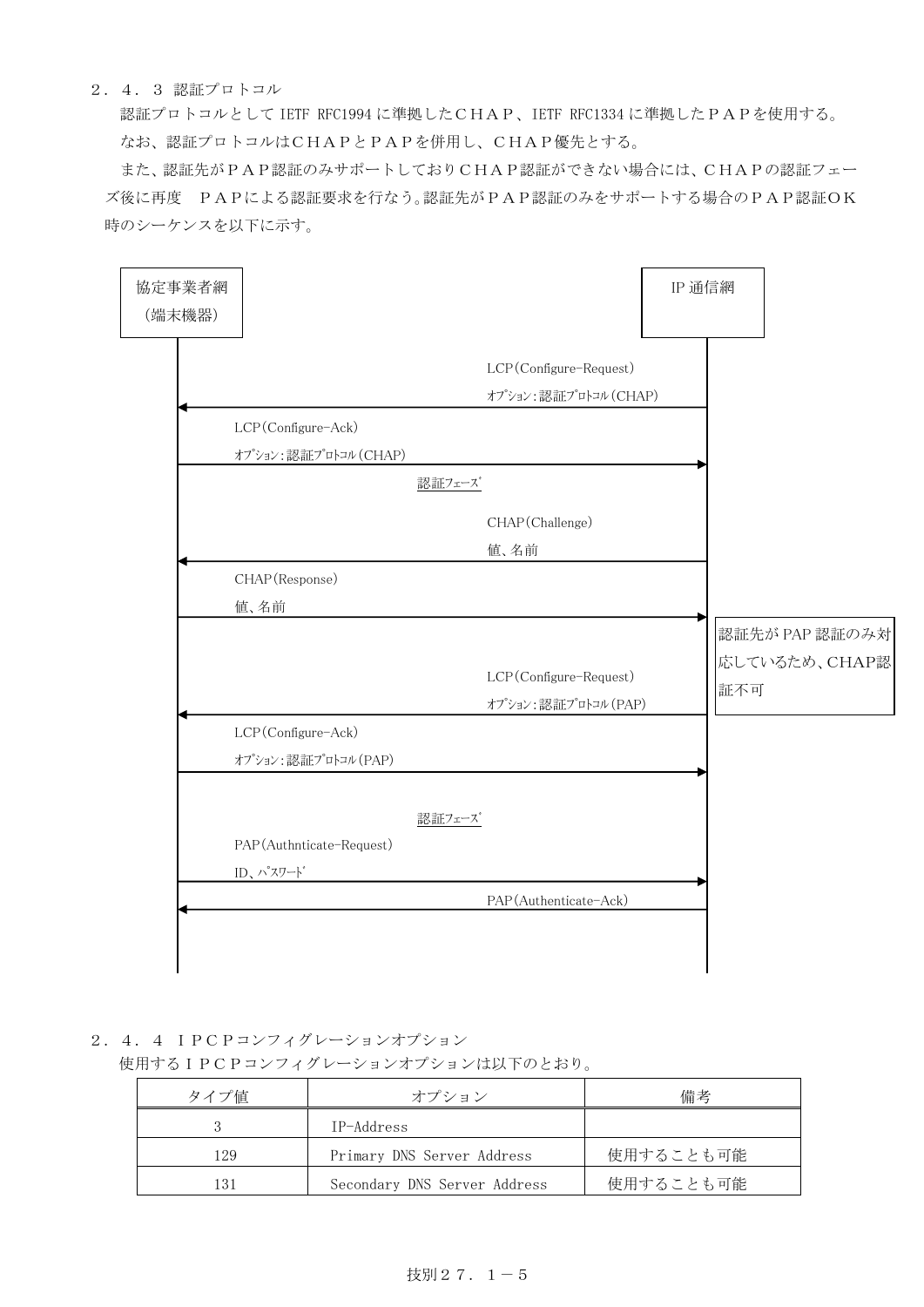### ２．４．３ 認証プロトコル

認証プロトコルとして IETF RFC1994 に準拠したＣＨＡＰ、IETF RFC1334 に準拠したＰＡＰを使用する。

なお、認証プロトコルはＣＨＡＰとＰＡＰを併用し、ＣＨＡＰ優先とする。

また、認証先がＰＡＰ認証のみサポートしておりＣＨＡＰ認証ができない場合には、ＣＨＡＰの認証フェーズ後に再度　ＰＡＰによる認証要求を行なう。認証先がＰＡＰ認証のみをサポートする場合のＰＡＰ認証ＯＫ時のシーケンスを以下に示す。

協定事業者網（端末機器） ／ IP 通信網

- IP 通信網 → 協定事業者網：LCP(Configure-Request) ｵﾌﾟｼｮﾝ：認証ﾌﾟﾛﾄｺﾙ(CHAP)
- 協定事業者網 → IP 通信網：LCP(Configure-Ack) ｵﾌﾟｼｮﾝ：認証ﾌﾟﾛﾄｺﾙ(CHAP)
- 認証ﾌｪｰｽﾞ
- IP 通信網 → 協定事業者網：CHAP(Challenge) 値、名前
- 協定事業者網 → IP 通信網：CHAP(Response) 値、名前
- 認証先が PAP 認証のみ対応しているため、CHAP認証不可
- IP 通信網 → 協定事業者網：LCP(Configure-Request) ｵﾌﾟｼｮﾝ：認証ﾌﾟﾛﾄｺﾙ(PAP)
- 協定事業者網 → IP 通信網：LCP(Configure-Ack) ｵﾌﾟｼｮﾝ：認証ﾌﾟﾛﾄｺﾙ(PAP)
- 認証ﾌｪｰｽﾞ
- 協定事業者網 → IP 通信網：PAP(Authnticate-Request) ID、ﾊﾟｽﾜｰﾄﾞ
- IP 通信網 → 協定事業者網：PAP(Authenticate-Ack)

### ２．４．４ ＩＰＣＰコンフィグレーションオプション

使用するＩＰＣＰコンフィグレーションオプションは以下のとおり。

| タイプ値 | オプション | 備考 |
|---|---|---|
| 3 | IP-Address | |
| 129 | Primary DNS Server Address | 使用することも可能 |
| 131 | Secondary DNS Server Address | 使用することも可能 |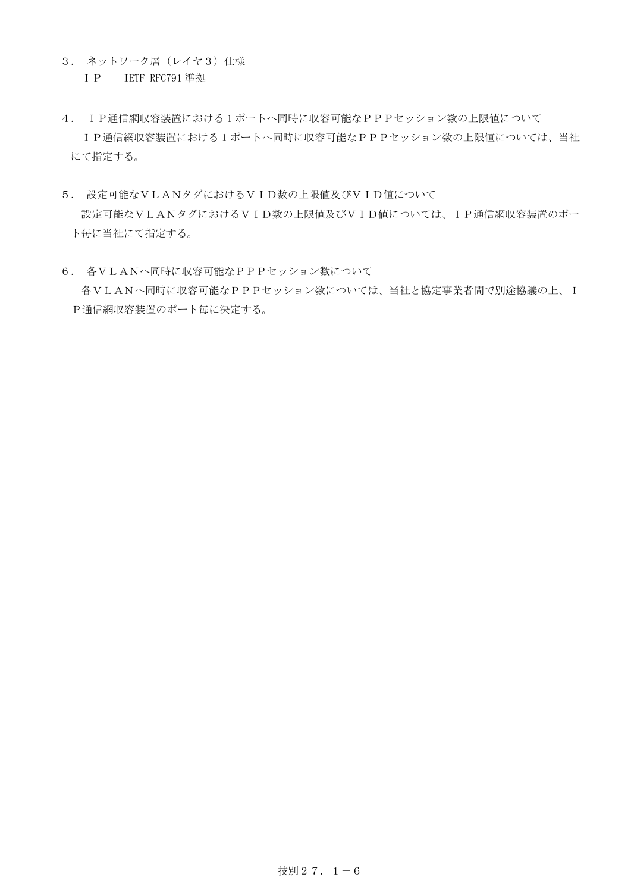３．　ネットワーク層（レイヤ３）仕様

ＩＰ　　IETF RFC791 準拠

４．　ＩＰ通信網収容装置における１ポートへ同時に収容可能なＰＰＰセッション数の上限値について

ＩＰ通信網収容装置における１ポートへ同時に収容可能なＰＰＰセッション数の上限値については、当社にて指定する。

５．　設定可能なＶＬＡＮタグにおけるＶＩＤ数の上限値及びＶＩＤ値について

設定可能なＶＬＡＮタグにおけるＶＩＤ数の上限値及びＶＩＤ値については、ＩＰ通信網収容装置のポート毎に当社にて指定する。

６．　各ＶＬＡＮへ同時に収容可能なＰＰＰセッション数について

各ＶＬＡＮへ同時に収容可能なＰＰＰセッション数については、当社と協定事業者間で別途協議の上、ＩＰ通信網収容装置のポート毎に決定する。